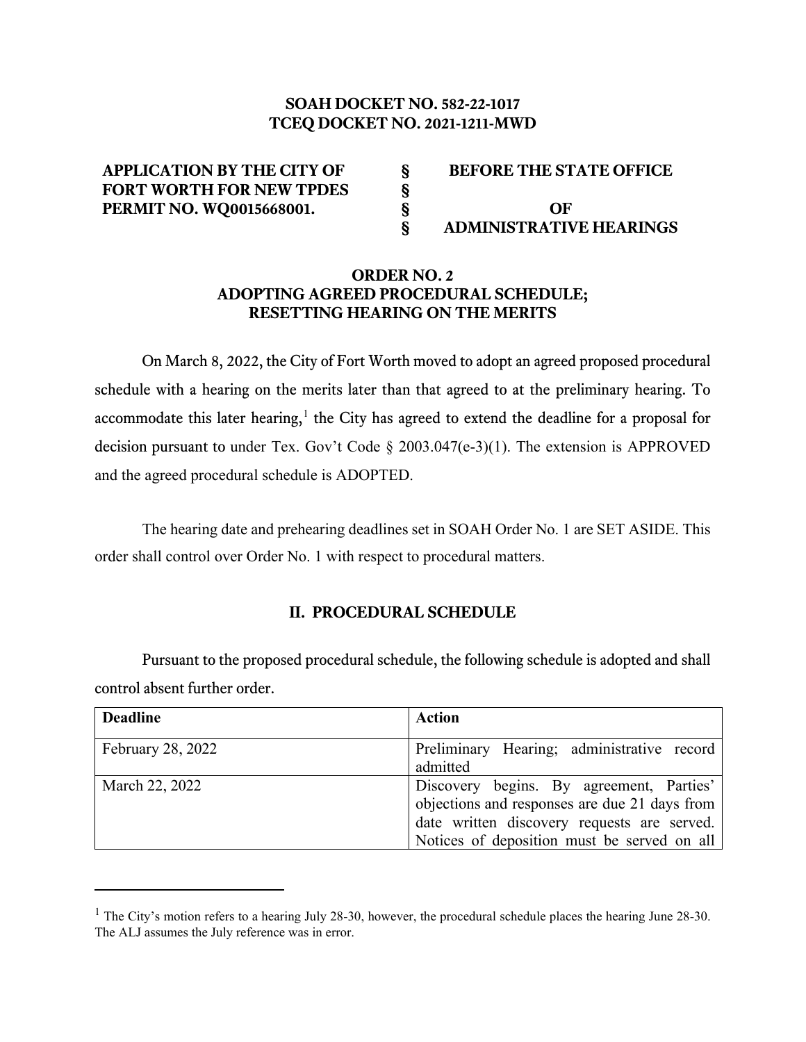**SOAH DOCKET NO. 582-22-1017**
**TCEQ DOCKET NO. 2021-1211-MWD**

| | | |
|---|---|---|
| **APPLICATION BY THE CITY OF FORT WORTH FOR NEW TPDES PERMIT NO. WQ0015668001.** | § § § § | **BEFORE THE STATE OFFICE OF ADMINISTRATIVE HEARINGS** |

## ORDER NO. 2
## ADOPTING AGREED PROCEDURAL SCHEDULE; RESETTING HEARING ON THE MERITS

On March 8, 2022, the City of Fort Worth moved to adopt an agreed proposed procedural schedule with a hearing on the merits later than that agreed to at the preliminary hearing. To accommodate this later hearing,[1] the City has agreed to extend the deadline for a proposal for decision pursuant to under Tex. Gov't Code § 2003.047(e-3)(1). The extension is APPROVED and the agreed procedural schedule is ADOPTED.

The hearing date and prehearing deadlines set in SOAH Order No. 1 are SET ASIDE. This order shall control over Order No. 1 with respect to procedural matters.

## II. PROCEDURAL SCHEDULE

Pursuant to the proposed procedural schedule, the following schedule is adopted and shall control absent further order.

| Deadline | Action |
|---|---|
| February 28, 2022 | Preliminary Hearing; administrative record admitted |
| March 22, 2022 | Discovery begins. By agreement, Parties' objections and responses are due 21 days from date written discovery requests are served. Notices of deposition must be served on all |

[1] The City's motion refers to a hearing July 28-30, however, the procedural schedule places the hearing June 28-30. The ALJ assumes the July reference was in error.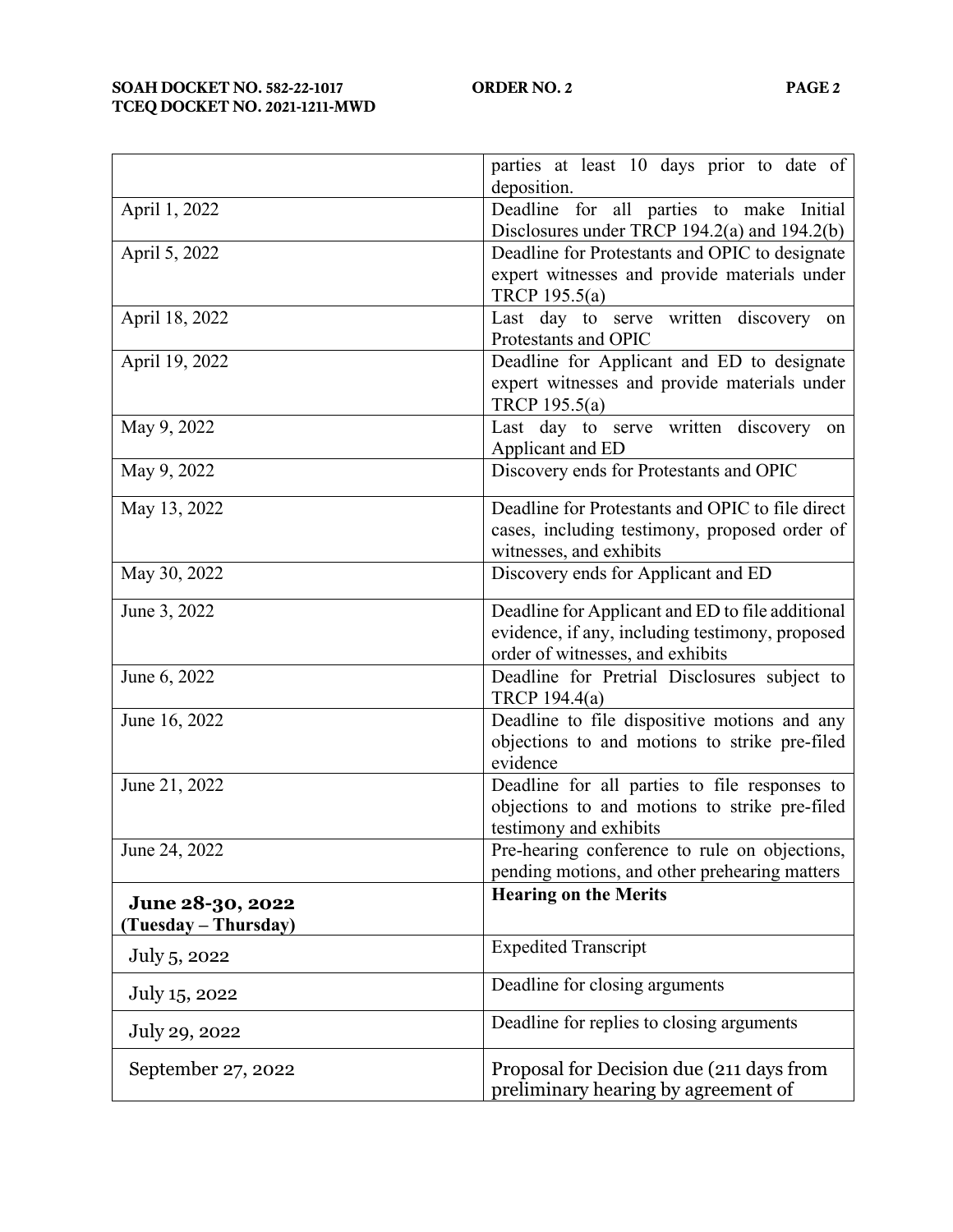| | |
|---|---|
| | parties at least 10 days prior to date of deposition. |
| April 1, 2022 | Deadline for all parties to make Initial Disclosures under TRCP 194.2(a) and 194.2(b) |
| April 5, 2022 | Deadline for Protestants and OPIC to designate expert witnesses and provide materials under TRCP 195.5(a) |
| April 18, 2022 | Last day to serve written discovery on Protestants and OPIC |
| April 19, 2022 | Deadline for Applicant and ED to designate expert witnesses and provide materials under TRCP 195.5(a) |
| May 9, 2022 | Last day to serve written discovery on Applicant and ED |
| May 9, 2022 | Discovery ends for Protestants and OPIC |
| May 13, 2022 | Deadline for Protestants and OPIC to file direct cases, including testimony, proposed order of witnesses, and exhibits |
| May 30, 2022 | Discovery ends for Applicant and ED |
| June 3, 2022 | Deadline for Applicant and ED to file additional evidence, if any, including testimony, proposed order of witnesses, and exhibits |
| June 6, 2022 | Deadline for Pretrial Disclosures subject to TRCP 194.4(a) |
| June 16, 2022 | Deadline to file dispositive motions and any objections to and motions to strike pre-filed evidence |
| June 21, 2022 | Deadline for all parties to file responses to objections to and motions to strike pre-filed testimony and exhibits |
| June 24, 2022 | Pre-hearing conference to rule on objections, pending motions, and other prehearing matters |
| **June 28-30, 2022 (Tuesday – Thursday)** | **Hearing on the Merits** |
| July 5, 2022 | Expedited Transcript |
| July 15, 2022 | Deadline for closing arguments |
| July 29, 2022 | Deadline for replies to closing arguments |
| September 27, 2022 | Proposal for Decision due (211 days from preliminary hearing by agreement of |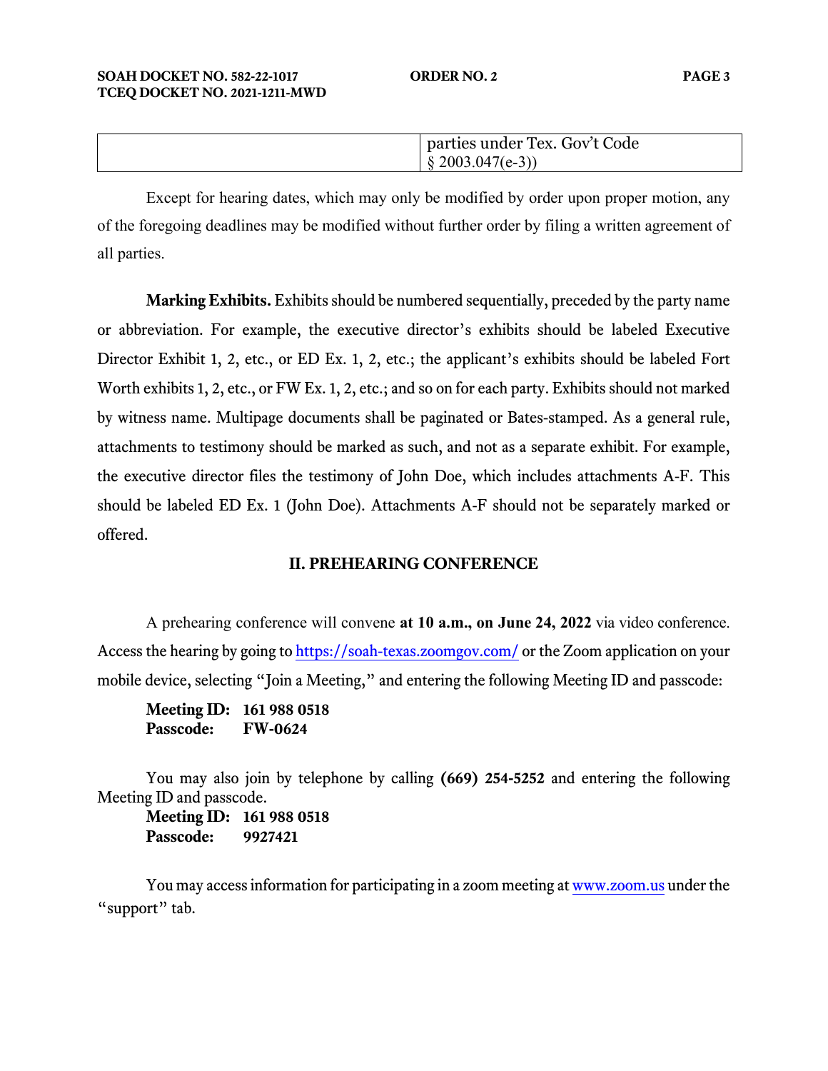| | |
|---|---|
| | parties under Tex. Gov't Code § 2003.047(e-3)) |

Except for hearing dates, which may only be modified by order upon proper motion, any of the foregoing deadlines may be modified without further order by filing a written agreement of all parties.

**Marking Exhibits.** Exhibits should be numbered sequentially, preceded by the party name or abbreviation. For example, the executive director's exhibits should be labeled Executive Director Exhibit 1, 2, etc., or ED Ex. 1, 2, etc.; the applicant's exhibits should be labeled Fort Worth exhibits 1, 2, etc., or FW Ex. 1, 2, etc.; and so on for each party. Exhibits should not marked by witness name. Multipage documents shall be paginated or Bates-stamped. As a general rule, attachments to testimony should be marked as such, and not as a separate exhibit. For example, the executive director files the testimony of John Doe, which includes attachments A-F. This should be labeled ED Ex. 1 (John Doe). Attachments A-F should not be separately marked or offered.

## II. PREHEARING CONFERENCE

A prehearing conference will convene **at 10 a.m., on June 24, 2022** via video conference. Access the hearing by going to https://soah-texas.zoomgov.com/ or the Zoom application on your mobile device, selecting "Join a Meeting," and entering the following Meeting ID and passcode:

**Meeting ID: 161 988 0518**
**Passcode: FW-0624**

You may also join by telephone by calling **(669) 254-5252** and entering the following Meeting ID and passcode.

**Meeting ID: 161 988 0518**
**Passcode: 9927421**

You may access information for participating in a zoom meeting at www.zoom.us under the "support" tab.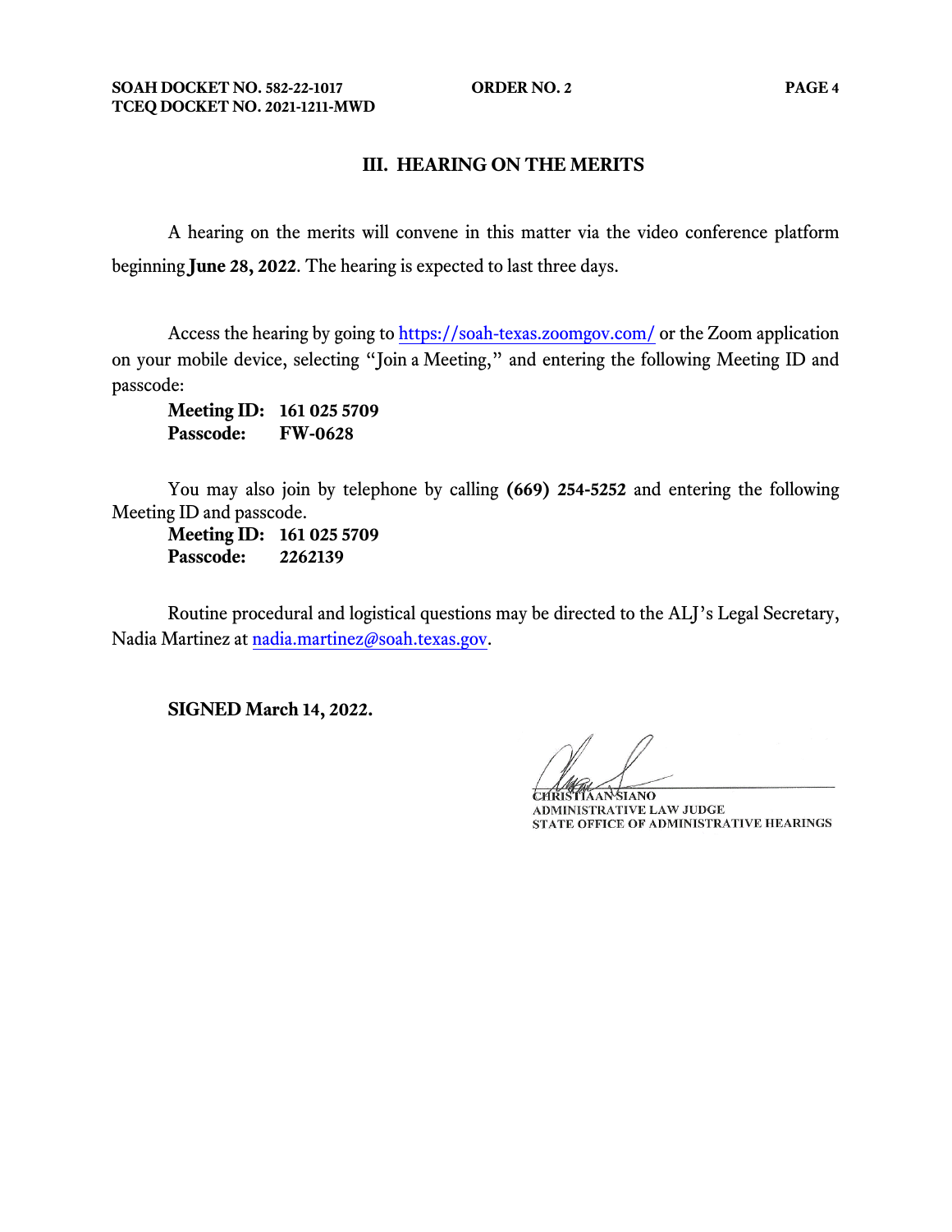## III. HEARING ON THE MERITS

A hearing on the merits will convene in this matter via the video conference platform beginning **June 28, 2022**. The hearing is expected to last three days.

Access the hearing by going to https://soah-texas.zoomgov.com/ or the Zoom application on your mobile device, selecting "Join a Meeting," and entering the following Meeting ID and passcode:

**Meeting ID: 161 025 5709**
**Passcode: FW-0628**

You may also join by telephone by calling **(669) 254-5252** and entering the following Meeting ID and passcode.

**Meeting ID: 161 025 5709**
**Passcode: 2262139**

Routine procedural and logistical questions may be directed to the ALJ's Legal Secretary, Nadia Martinez at nadia.martinez@soah.texas.gov.

**SIGNED March 14, 2022.**

CHRISTIAAN SIANO
ADMINISTRATIVE LAW JUDGE
STATE OFFICE OF ADMINISTRATIVE HEARINGS